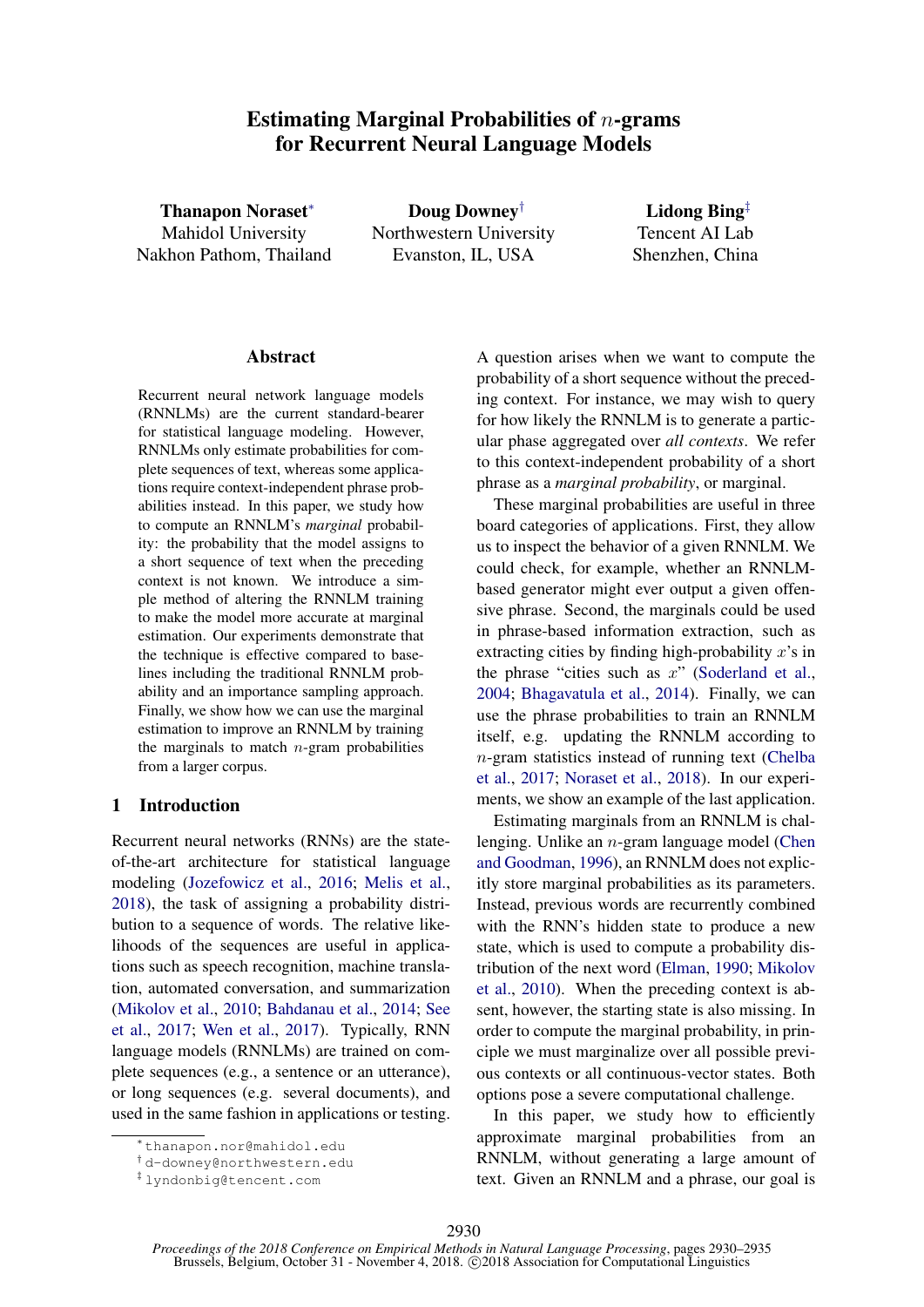# Estimating Marginal Probabilities of $n$-grams for Recurrent Neural Language Models

**Thanapon Noraset**[*]
Mahidol University
Nakhon Pathom, Thailand

**Doug Downey**[†]
Northwestern University
Evanston, IL, USA

**Lidong Bing**[‡]
Tencent AI Lab
Shenzhen, China

## Abstract

Recurrent neural network language models (RNNLMs) are the current standard-bearer for statistical language modeling. However, RNNLMs only estimate probabilities for complete sequences of text, whereas some applications require context-independent phrase probabilities instead. In this paper, we study how to compute an RNNLM's *marginal* probability: the probability that the model assigns to a short sequence of text when the preceding context is not known. We introduce a simple method of altering the RNNLM training to make the model more accurate at marginal estimation. Our experiments demonstrate that the technique is effective compared to baselines including the traditional RNNLM probability and an importance sampling approach. Finally, we show how we can use the marginal estimation to improve an RNNLM by training the marginals to match $n$-gram probabilities from a larger corpus.

## 1 Introduction

Recurrent neural networks (RNNs) are the state-of-the-art architecture for statistical language modeling (Jozefowicz et al., 2016; Melis et al., 2018), the task of assigning a probability distribution to a sequence of words. The relative likelihoods of the sequences are useful in applications such as speech recognition, machine translation, automated conversation, and summarization (Mikolov et al., 2010; Bahdanau et al., 2014; See et al., 2017; Wen et al., 2017). Typically, RNN language models (RNNLMs) are trained on complete sequences (e.g., a sentence or an utterance), or long sequences (e.g. several documents), and used in the same fashion in applications or testing.

A question arises when we want to compute the probability of a short sequence without the preceding context. For instance, we may wish to query for how likely the RNNLM is to generate a particular phase aggregated over *all contexts*. We refer to this context-independent probability of a short phrase as a *marginal probability*, or marginal.

These marginal probabilities are useful in three board categories of applications. First, they allow us to inspect the behavior of a given RNNLM. We could check, for example, whether an RNNLM-based generator might ever output a given offensive phrase. Second, the marginals could be used in phrase-based information extraction, such as extracting cities by finding high-probability $x$'s in the phrase "cities such as $x$" (Soderland et al., 2004; Bhagavatula et al., 2014). Finally, we can use the phrase probabilities to train an RNNLM itself, e.g. updating the RNNLM according to $n$-gram statistics instead of running text (Chelba et al., 2017; Noraset et al., 2018). In our experiments, we show an example of the last application.

Estimating marginals from an RNNLM is challenging. Unlike an $n$-gram language model (Chen and Goodman, 1996), an RNNLM does not explicitly store marginal probabilities as its parameters. Instead, previous words are recurrently combined with the RNN's hidden state to produce a new state, which is used to compute a probability distribution of the next word (Elman, 1990; Mikolov et al., 2010). When the preceding context is absent, however, the starting state is also missing. In order to compute the marginal probability, in principle we must marginalize over all possible previous contexts or all continuous-vector states. Both options pose a severe computational challenge.

In this paper, we study how to efficiently approximate marginal probabilities from an RNNLM, without generating a large amount of text. Given an RNNLM and a phrase, our goal is

[*] thanapon.nor@mahidol.edu
[†] d-downey@northwestern.edu
[‡] lyndonbig@tencent.com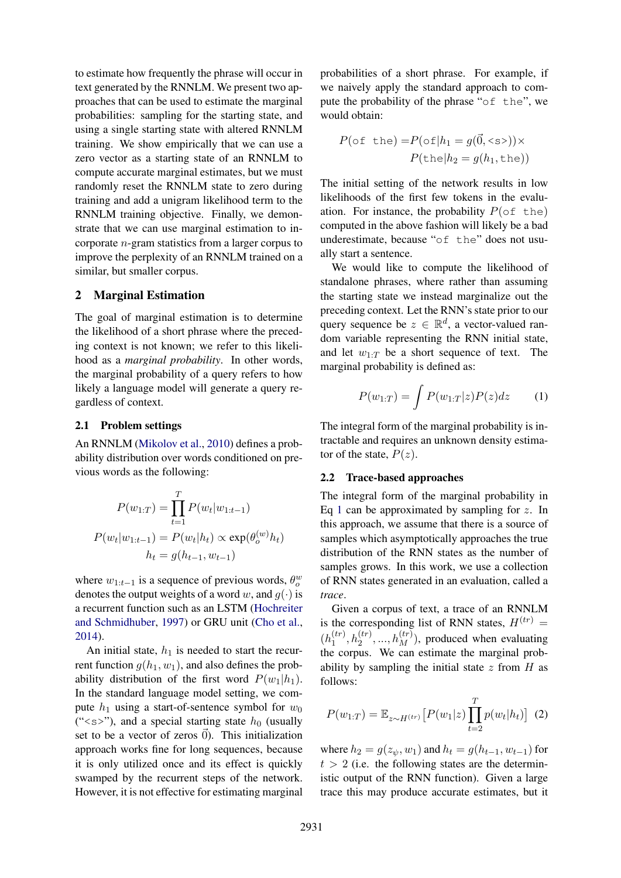to estimate how frequently the phrase will occur in text generated by the RNNLM. We present two approaches that can be used to estimate the marginal probabilities: sampling for the starting state, and using a single starting state with altered RNNLM training. We show empirically that we can use a zero vector as a starting state of an RNNLM to compute accurate marginal estimates, but we must randomly reset the RNNLM state to zero during training and add a unigram likelihood term to the RNNLM training objective. Finally, we demonstrate that we can use marginal estimation to incorporate $n$-gram statistics from a larger corpus to improve the perplexity of an RNNLM trained on a similar, but smaller corpus.

## 2 Marginal Estimation

The goal of marginal estimation is to determine the likelihood of a short phrase where the preceding context is not known; we refer to this likelihood as a *marginal probability*. In other words, the marginal probability of a query refers to how likely a language model will generate a query regardless of context.

### 2.1 Problem settings

An RNNLM (Mikolov et al., 2010) defines a probability distribution over words conditioned on previous words as the following:

$$P(w_{1:T}) = \prod_{t=1}^{T} P(w_t|w_{1:t-1})$$

$$P(w_t|w_{1:t-1}) = P(w_t|h_t) \propto \exp(\theta_o^{(w)} h_t)$$

$$h_t = g(h_{t-1}, w_{t-1})$$

where $w_{1:t-1}$ is a sequence of previous words, $\theta_o^w$ denotes the output weights of a word $w$, and $g(\cdot)$ is a recurrent function such as an LSTM (Hochreiter and Schmidhuber, 1997) or GRU unit (Cho et al., 2014).

An initial state, $h_1$ is needed to start the recurrent function $g(h_1, w_1)$, and also defines the probability distribution of the first word $P(w_1|h_1)$. In the standard language model setting, we compute $h_1$ using a start-of-sentence symbol for $w_0$ ("<s>"), and a special starting state $h_0$ (usually set to be a vector of zeros $\vec{0}$). This initialization approach works fine for long sequences, because it is only utilized once and its effect is quickly swamped by the recurrent steps of the network. However, it is not effective for estimating marginal probabilities of a short phrase. For example, if we naively apply the standard approach to compute the probability of the phrase "of the", we would obtain:

$$P(\texttt{of the}) = P(\texttt{of}|h_1 = g(\vec{0}, \texttt{<s>})) \times P(\texttt{the}|h_2 = g(h_1, \texttt{the}))$$

The initial setting of the network results in low likelihoods of the first few tokens in the evaluation. For instance, the probability $P(\texttt{of the})$ computed in the above fashion will likely be a bad underestimate, because "of the" does not usually start a sentence.

We would like to compute the likelihood of standalone phrases, where rather than assuming the starting state we instead marginalize out the preceding context. Let the RNN's state prior to our query sequence be $z \in \mathbb{R}^d$, a vector-valued random variable representing the RNN initial state, and let $w_{1:T}$ be a short sequence of text. The marginal probability is defined as:

$$P(w_{1:T}) = \int P(w_{1:T}|z)P(z)dz \qquad (1)$$

The integral form of the marginal probability is intractable and requires an unknown density estimator of the state, $P(z)$.

### 2.2 Trace-based approaches

The integral form of the marginal probability in Eq 1 can be approximated by sampling for $z$. In this approach, we assume that there is a source of samples which asymptotically approaches the true distribution of the RNN states as the number of samples grows. In this work, we use a collection of RNN states generated in an evaluation, called a *trace*.

Given a corpus of text, a trace of an RNNLM is the corresponding list of RNN states, $H^{(tr)} = (h_1^{(tr)}, h_2^{(tr)}, ..., h_M^{(tr)})$, produced when evaluating the corpus. We can estimate the marginal probability by sampling the initial state $z$ from $H$ as follows:

$$P(w_{1:T}) = \mathbb{E}_{z \sim H^{(tr)}} \left[ P(w_1|z) \prod_{t=2}^{T} p(w_t|h_t) \right] \quad (2)$$

where $h_2 = g(z_\psi, w_1)$ and $h_t = g(h_{t-1}, w_{t-1})$ for $t > 2$ (i.e. the following states are the deterministic output of the RNN function). Given a large trace this may produce accurate estimates, but it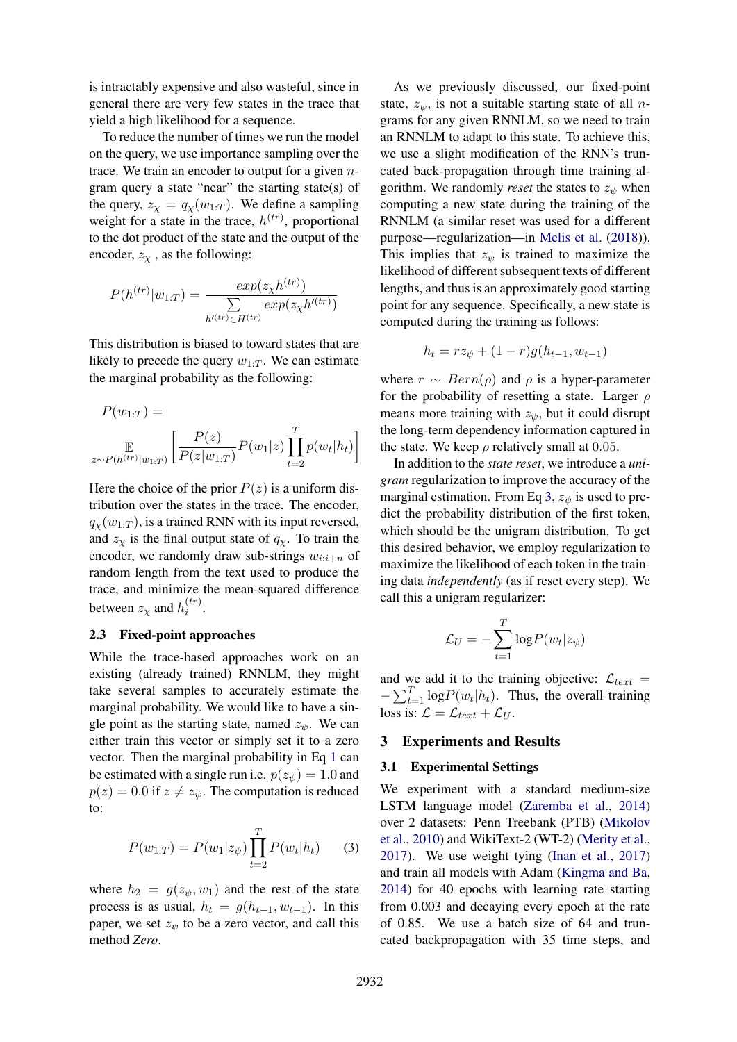is intractably expensive and also wasteful, since in general there are very few states in the trace that yield a high likelihood for a sequence.

To reduce the number of times we run the model on the query, we use importance sampling over the trace. We train an encoder to output for a given $n$-gram query a state "near" the starting state(s) of the query, $z_\chi = q_\chi(w_{1:T})$. We define a sampling weight for a state in the trace, $h^{(tr)}$, proportional to the dot product of the state and the output of the encoder, $z_\chi$, as the following:

$$P(h^{(tr)}|w_{1:T}) = \frac{exp(z_\chi h^{(tr)})}{\sum_{h'^{(tr)} \in H^{(tr)}} exp(z_\chi h'^{(tr)})}$$

This distribution is biased to toward states that are likely to precede the query $w_{1:T}$. We can estimate the marginal probability as the following:

$$P(w_{1:T}) = \mathop{\mathbb{E}}_{z \sim P(h^{(tr)}|w_{1:T})} \left[ \frac{P(z)}{P(z|w_{1:T})} P(w_1|z) \prod_{t=2}^{T} p(w_t|h_t) \right]$$

Here the choice of the prior $P(z)$ is a uniform distribution over the states in the trace. The encoder, $q_\chi(w_{1:T})$, is a trained RNN with its input reversed, and $z_\chi$ is the final output state of $q_\chi$. To train the encoder, we randomly draw sub-strings $w_{i:i+n}$ of random length from the text used to produce the trace, and minimize the mean-squared difference between $z_\chi$ and $h_i^{(tr)}$.

### 2.3 Fixed-point approaches

While the trace-based approaches work on an existing (already trained) RNNLM, they might take several samples to accurately estimate the marginal probability. We would like to have a single point as the starting state, named $z_\psi$. We can either train this vector or simply set it to a zero vector. Then the marginal probability in Eq 1 can be estimated with a single run i.e. $p(z_\psi) = 1.0$ and $p(z) = 0.0$ if $z \neq z_\psi$. The computation is reduced to:

$$P(w_{1:T}) = P(w_1|z_\psi) \prod_{t=2}^{T} P(w_t|h_t) \tag{3}$$

where $h_2 = g(z_\psi, w_1)$ and the rest of the state process is as usual, $h_t = g(h_{t-1}, w_{t-1})$. In this paper, we set $z_\psi$ to be a zero vector, and call this method *Zero*.

As we previously discussed, our fixed-point state, $z_\psi$, is not a suitable starting state of all $n$-grams for any given RNNLM, so we need to train an RNNLM to adapt to this state. To achieve this, we use a slight modification of the RNN's truncated back-propagation through time training algorithm. We randomly ***reset*** the states to $z_\psi$ when computing a new state during the training of the RNNLM (a similar reset was used for a different purpose—regularization—in Melis et al. (2018)). This implies that $z_\psi$ is trained to maximize the likelihood of different subsequent texts of different lengths, and thus is an approximately good starting point for any sequence. Specifically, a new state is computed during the training as follows:

$$h_t = rz_\psi + (1 - r)g(h_{t-1}, w_{t-1})$$

where $r \sim Bern(\rho)$ and $\rho$ is a hyper-parameter for the probability of resetting a state. Larger $\rho$ means more training with $z_\psi$, but it could disrupt the long-term dependency information captured in the state. We keep $\rho$ relatively small at 0.05.

In addition to the ***state reset***, we introduce a ***unigram*** regularization to improve the accuracy of the marginal estimation. From Eq 3, $z_\psi$ is used to predict the probability distribution of the first token, which should be the unigram distribution. To get this desired behavior, we employ regularization to maximize the likelihood of each token in the training data *independently* (as if reset every step). We call this a unigram regularizer:

$$\mathcal{L}_U = -\sum_{t=1}^{T} \log P(w_t|z_\psi)$$

and we add it to the training objective: $\mathcal{L}_{text} = -\sum_{t=1}^{T} \log P(w_t|h_t)$. Thus, the overall training loss is: $\mathcal{L} = \mathcal{L}_{text} + \mathcal{L}_U$.

## 3 Experiments and Results

### 3.1 Experimental Settings

We experiment with a standard medium-size LSTM language model (Zaremba et al., 2014) over 2 datasets: Penn Treebank (PTB) (Mikolov et al., 2010) and WikiText-2 (WT-2) (Merity et al., 2017). We use weight tying (Inan et al., 2017) and train all models with Adam (Kingma and Ba, 2014) for 40 epochs with learning rate starting from 0.003 and decaying every epoch at the rate of 0.85. We use a batch size of 64 and truncated backpropagation with 35 time steps, and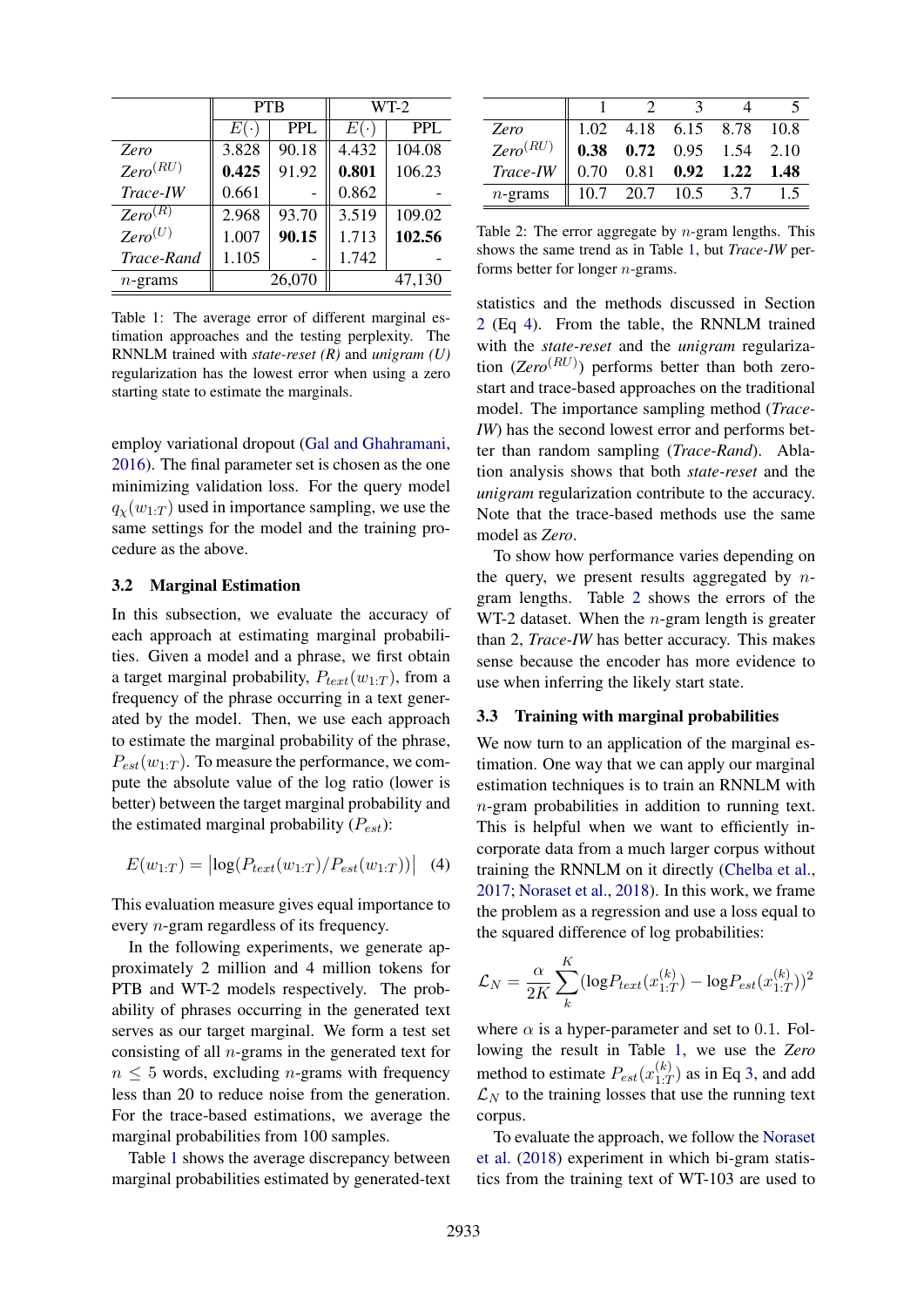|  | PTB |  | WT-2 |  |
|---|---|---|---|---|
|  | $E(\cdot)$ | PPL | $E(\cdot)$ | PPL |
| *Zero* | 3.828 | 90.18 | 4.432 | 104.08 |
| *Zero*$^{(RU)}$ | **0.425** | 91.92 | **0.801** | 106.23 |
| *Trace-IW* | 0.661 | - | 0.862 | - |
| *Zero*$^{(R)}$ | 2.968 | 93.70 | 3.519 | 109.02 |
| *Zero*$^{(U)}$ | 1.007 | **90.15** | 1.713 | **102.56** |
| *Trace-Rand* | 1.105 | - | 1.742 | - |
| $n$-grams | 26,070 |  | 47,130 |  |

Table 1: The average error of different marginal estimation approaches and the testing perplexity. The RNNLM trained with *state-reset (R)* and *unigram (U)* regularization has the lowest error when using a zero starting state to estimate the marginals.

employ variational dropout (Gal and Ghahramani, 2016). The final parameter set is chosen as the one minimizing validation loss. For the query model $q_\chi(w_{1:T})$ used in importance sampling, we use the same settings for the model and the training procedure as the above.

### 3.2 Marginal Estimation

In this subsection, we evaluate the accuracy of each approach at estimating marginal probabilities. Given a model and a phrase, we first obtain a target marginal probability, $P_{text}(w_{1:T})$, from a frequency of the phrase occurring in a text generated by the model. Then, we use each approach to estimate the marginal probability of the phrase, $P_{est}(w_{1:T})$. To measure the performance, we compute the absolute value of the log ratio (lower is better) between the target marginal probability and the estimated marginal probability ($P_{est}$):

$$E(w_{1:T}) = \left|\log(P_{text}(w_{1:T})/P_{est}(w_{1:T}))\right| \quad (4)$$

This evaluation measure gives equal importance to every $n$-gram regardless of its frequency.

In the following experiments, we generate approximately 2 million and 4 million tokens for PTB and WT-2 models respectively. The probability of phrases occurring in the generated text serves as our target marginal. We form a test set consisting of all $n$-grams in the generated text for $n \leq 5$ words, excluding $n$-grams with frequency less than 20 to reduce noise from the generation. For the trace-based estimations, we average the marginal probabilities from 100 samples.

Table 1 shows the average discrepancy between marginal probabilities estimated by generated-text statistics and the methods discussed in Section 2 (Eq 4). From the table, the RNNLM trained with the *state-reset* and the *unigram* regularization (*Zero*$^{(RU)}$) performs better than both zero-start and trace-based approaches on the traditional model. The importance sampling method (*Trace-IW*) has the second lowest error and performs better than random sampling (*Trace-Rand*). Ablation analysis shows that both *state-reset* and the *unigram* regularization contribute to the accuracy. Note that the trace-based methods use the same model as *Zero*.

|  | 1 | 2 | 3 | 4 | 5 |
|---|---|---|---|---|---|
| *Zero* | 1.02 | 4.18 | 6.15 | 8.78 | 10.8 |
| *Zero*$^{(RU)}$ | **0.38** | **0.72** | 0.95 | 1.54 | 2.10 |
| *Trace-IW* | 0.70 | 0.81 | **0.92** | **1.22** | **1.48** |
| $n$-grams | 10.7 | 20.7 | 10.5 | 3.7 | 1.5 |

Table 2: The error aggregate by $n$-gram lengths. This shows the same trend as in Table 1, but *Trace-IW* performs better for longer $n$-grams.

To show how performance varies depending on the query, we present results aggregated by $n$-gram lengths. Table 2 shows the errors of the WT-2 dataset. When the $n$-gram length is greater than 2, *Trace-IW* has better accuracy. This makes sense because the encoder has more evidence to use when inferring the likely start state.

### 3.3 Training with marginal probabilities

We now turn to an application of the marginal estimation. One way that we can apply our marginal estimation techniques is to train an RNNLM with $n$-gram probabilities in addition to running text. This is helpful when we want to efficiently incorporate data from a much larger corpus without training the RNNLM on it directly (Chelba et al., 2017; Noraset et al., 2018). In this work, we frame the problem as a regression and use a loss equal to the squared difference of log probabilities:

$$\mathcal{L}_N = \frac{\alpha}{2K}\sum_{k}^{K}(\log P_{text}(x_{1:T}^{(k)}) - \log P_{est}(x_{1:T}^{(k)}))^2$$

where $\alpha$ is a hyper-parameter and set to 0.1. Following the result in Table 1, we use the *Zero* method to estimate $P_{est}(x_{1:T}^{(k)})$ as in Eq 3, and add $\mathcal{L}_N$ to the training losses that use the running text corpus.

To evaluate the approach, we follow the Noraset et al. (2018) experiment in which bi-gram statistics from the training text of WT-103 are used to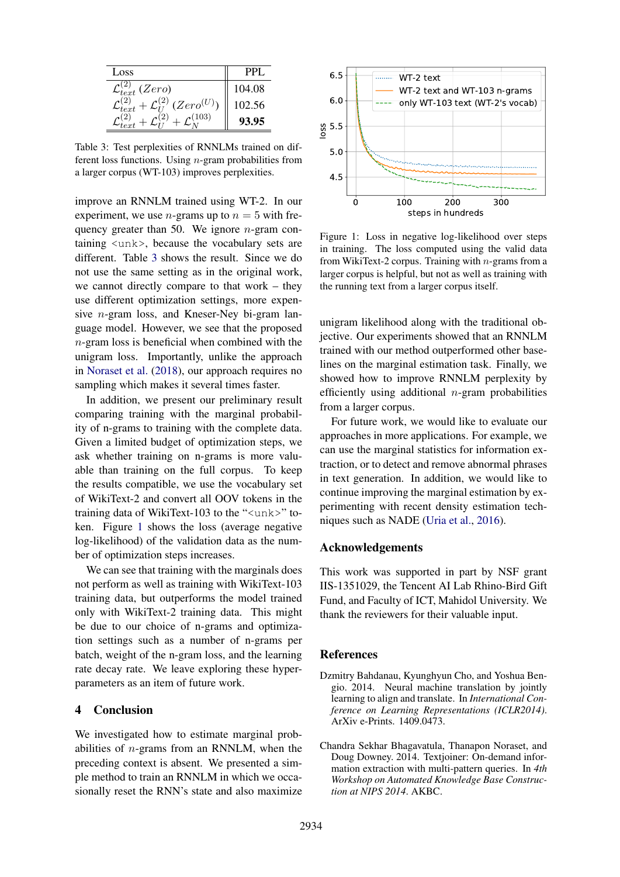| Loss | PPL |
|---|---|
| $\mathcal{L}^{(2)}_{text}$ $(Zero)$ | 104.08 |
| $\mathcal{L}^{(2)}_{text} + \mathcal{L}^{(2)}_{U}$ $(Zero^{(U)})$ | 102.56 |
| $\mathcal{L}^{(2)}_{text} + \mathcal{L}^{(2)}_{U} + \mathcal{L}^{(103)}_{N}$ | **93.95** |

Table 3: Test perplexities of RNNLMs trained on different loss functions. Using $n$-gram probabilities from a larger corpus (WT-103) improves perplexities.

improve an RNNLM trained using WT-2. In our experiment, we use $n$-grams up to $n = 5$ with frequency greater than 50. We ignore $n$-gram containing <unk>, because the vocabulary sets are different. Table 3 shows the result. Since we do not use the same setting as in the original work, we cannot directly compare to that work – they use different optimization settings, more expensive $n$-gram loss, and Kneser-Ney bi-gram language model. However, we see that the proposed $n$-gram loss is beneficial when combined with the unigram loss. Importantly, unlike the approach in Noraset et al. (2018), our approach requires no sampling which makes it several times faster.

In addition, we present our preliminary result comparing training with the marginal probability of n-grams to training with the complete data. Given a limited budget of optimization steps, we ask whether training on n-grams is more valuable than training on the full corpus. To keep the results compatible, we use the vocabulary set of WikiText-2 and convert all OOV tokens in the training data of WikiText-103 to the "<unk>" token. Figure 1 shows the loss (average negative log-likelihood) of the validation data as the number of optimization steps increases.

We can see that training with the marginals does not perform as well as training with WikiText-103 training data, but outperforms the model trained only with WikiText-2 training data. This might be due to our choice of n-grams and optimization settings such as a number of n-grams per batch, weight of the n-gram loss, and the learning rate decay rate. We leave exploring these hyperparameters as an item of future work.

## 4 Conclusion

We investigated how to estimate marginal probabilities of $n$-grams from an RNNLM, when the preceding context is absent. We presented a simple method to train an RNNLM in which we occasionally reset the RNN's state and also maximize unigram likelihood along with the traditional objective. Our experiments showed that an RNNLM trained with our method outperformed other baselines on the marginal estimation task. Finally, we showed how to improve RNNLM perplexity by efficiently using additional $n$-gram probabilities from a larger corpus.

For future work, we would like to evaluate our approaches in more applications. For example, we can use the marginal statistics for information extraction, or to detect and remove abnormal phrases in text generation. In addition, we would like to continue improving the marginal estimation by experimenting with recent density estimation techniques such as NADE (Uria et al., 2016).

Figure 1: Loss in negative log-likelihood over steps in training. The loss computed using the valid data from WikiText-2 corpus. Training with $n$-grams from a larger corpus is helpful, but not as well as training with the running text from a larger corpus itself.

## Acknowledgements

This work was supported in part by NSF grant IIS-1351029, the Tencent AI Lab Rhino-Bird Gift Fund, and Faculty of ICT, Mahidol University. We thank the reviewers for their valuable input.

## References

Dzmitry Bahdanau, Kyunghyun Cho, and Yoshua Bengio. 2014. Neural machine translation by jointly learning to align and translate. In *International Conference on Learning Representations (ICLR2014)*. ArXiv e-Prints. 1409.0473.

Chandra Sekhar Bhagavatula, Thanapon Noraset, and Doug Downey. 2014. Textjoiner: On-demand information extraction with multi-pattern queries. In *4th Workshop on Automated Knowledge Base Construction at NIPS 2014*. AKBC.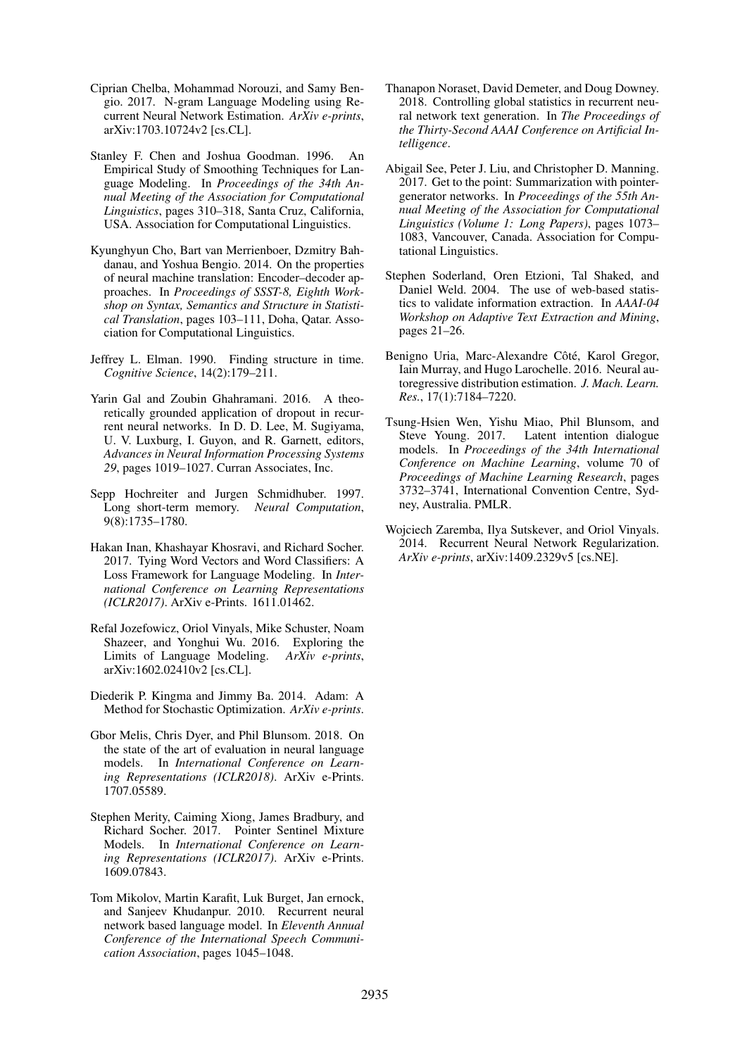Ciprian Chelba, Mohammad Norouzi, and Samy Bengio. 2017. N-gram Language Modeling using Recurrent Neural Network Estimation. *ArXiv e-prints*, arXiv:1703.10724v2 [cs.CL].

Stanley F. Chen and Joshua Goodman. 1996. An Empirical Study of Smoothing Techniques for Language Modeling. In *Proceedings of the 34th Annual Meeting of the Association for Computational Linguistics*, pages 310–318, Santa Cruz, California, USA. Association for Computational Linguistics.

Kyunghyun Cho, Bart van Merrienboer, Dzmitry Bahdanau, and Yoshua Bengio. 2014. On the properties of neural machine translation: Encoder–decoder approaches. In *Proceedings of SSST-8, Eighth Workshop on Syntax, Semantics and Structure in Statistical Translation*, pages 103–111, Doha, Qatar. Association for Computational Linguistics.

Jeffrey L. Elman. 1990. Finding structure in time. *Cognitive Science*, 14(2):179–211.

Yarin Gal and Zoubin Ghahramani. 2016. A theoretically grounded application of dropout in recurrent neural networks. In D. D. Lee, M. Sugiyama, U. V. Luxburg, I. Guyon, and R. Garnett, editors, *Advances in Neural Information Processing Systems 29*, pages 1019–1027. Curran Associates, Inc.

Sepp Hochreiter and Jurgen Schmidhuber. 1997. Long short-term memory. *Neural Computation*, 9(8):1735–1780.

Hakan Inan, Khashayar Khosravi, and Richard Socher. 2017. Tying Word Vectors and Word Classifiers: A Loss Framework for Language Modeling. In *International Conference on Learning Representations (ICLR2017)*. ArXiv e-Prints. 1611.01462.

Refal Jozefowicz, Oriol Vinyals, Mike Schuster, Noam Shazeer, and Yonghui Wu. 2016. Exploring the Limits of Language Modeling. *ArXiv e-prints*, arXiv:1602.02410v2 [cs.CL].

Diederik P. Kingma and Jimmy Ba. 2014. Adam: A Method for Stochastic Optimization. *ArXiv e-prints*.

Gbor Melis, Chris Dyer, and Phil Blunsom. 2018. On the state of the art of evaluation in neural language models. In *International Conference on Learning Representations (ICLR2018)*. ArXiv e-Prints. 1707.05589.

Stephen Merity, Caiming Xiong, James Bradbury, and Richard Socher. 2017. Pointer Sentinel Mixture Models. In *International Conference on Learning Representations (ICLR2017)*. ArXiv e-Prints. 1609.07843.

Tom Mikolov, Martin Karafit, Luk Burget, Jan ernock, and Sanjeev Khudanpur. 2010. Recurrent neural network based language model. In *Eleventh Annual Conference of the International Speech Communication Association*, pages 1045–1048.

Thanapon Noraset, David Demeter, and Doug Downey. 2018. Controlling global statistics in recurrent neural network text generation. In *The Proceedings of the Thirty-Second AAAI Conference on Artificial Intelligence*.

Abigail See, Peter J. Liu, and Christopher D. Manning. 2017. Get to the point: Summarization with pointer-generator networks. In *Proceedings of the 55th Annual Meeting of the Association for Computational Linguistics (Volume 1: Long Papers)*, pages 1073–1083, Vancouver, Canada. Association for Computational Linguistics.

Stephen Soderland, Oren Etzioni, Tal Shaked, and Daniel Weld. 2004. The use of web-based statistics to validate information extraction. In *AAAI-04 Workshop on Adaptive Text Extraction and Mining*, pages 21–26.

Benigno Uria, Marc-Alexandre Côté, Karol Gregor, Iain Murray, and Hugo Larochelle. 2016. Neural autoregressive distribution estimation. *J. Mach. Learn. Res.*, 17(1):7184–7220.

Tsung-Hsien Wen, Yishu Miao, Phil Blunsom, and Steve Young. 2017. Latent intention dialogue models. In *Proceedings of the 34th International Conference on Machine Learning*, volume 70 of *Proceedings of Machine Learning Research*, pages 3732–3741, International Convention Centre, Sydney, Australia. PMLR.

Wojciech Zaremba, Ilya Sutskever, and Oriol Vinyals. 2014. Recurrent Neural Network Regularization. *ArXiv e-prints*, arXiv:1409.2329v5 [cs.NE].